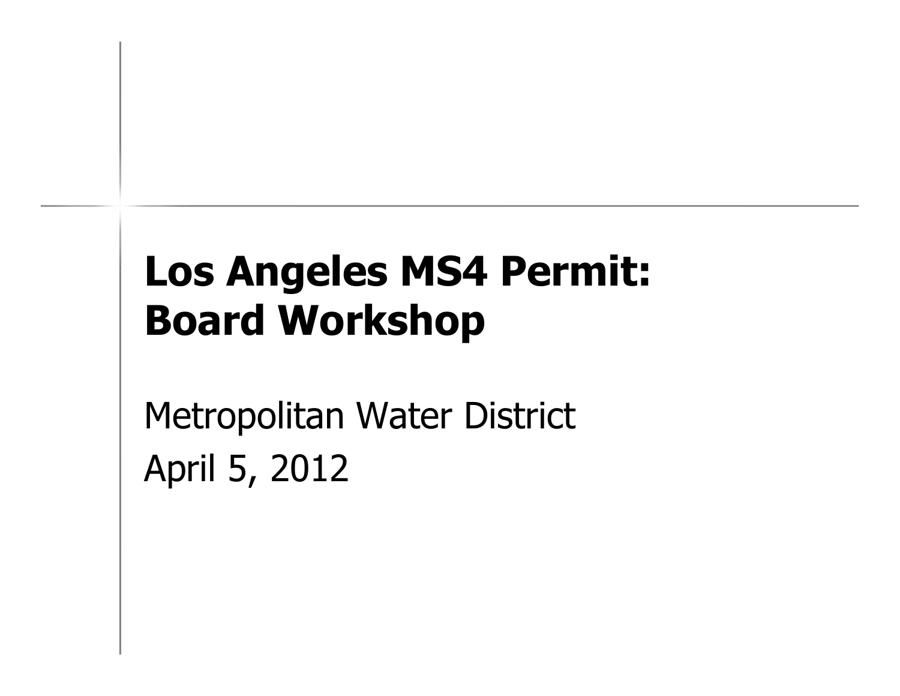# Los Angeles MS4 Permit: Board Workshop

Metropolitan Water District

April 5, 2012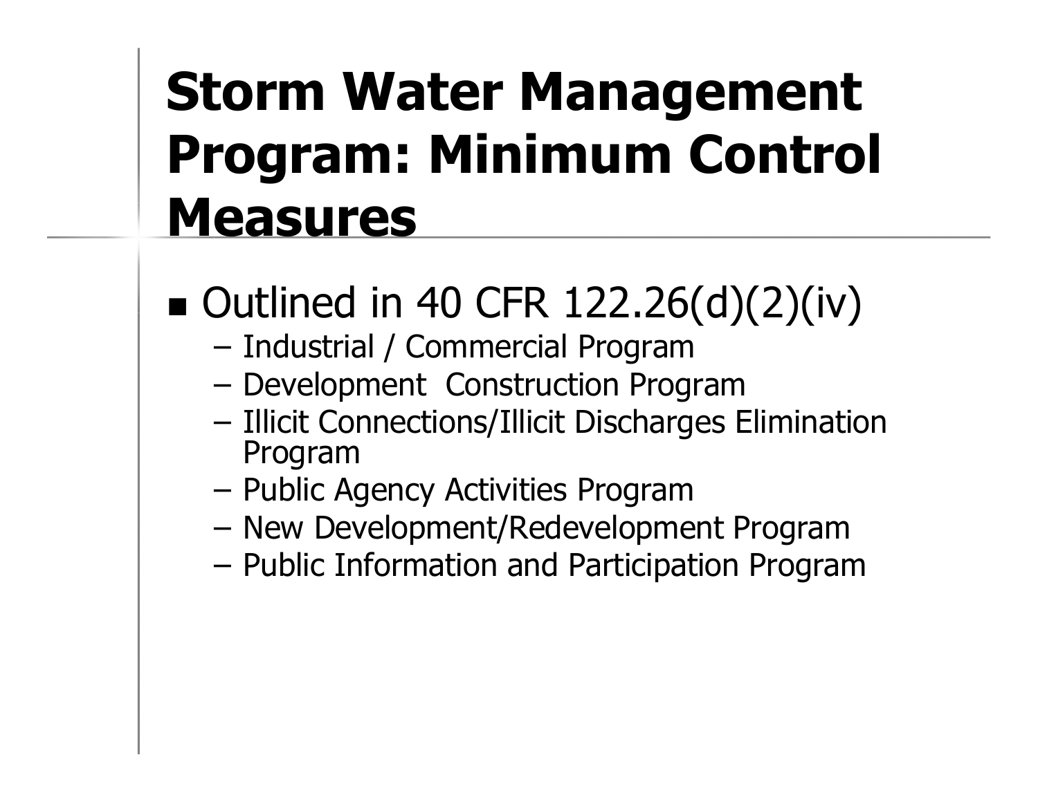# Storm Water Management Program: Minimum Control Measures

- Outlined in 40 CFR 122.26(d)(2)(iv)
  - Industrial / Commercial Program
  - Development  Construction Program
  - Illicit Connections/Illicit Discharges Elimination Program
  - Public Agency Activities Program
  - New Development/Redevelopment Program
  - Public Information and Participation Program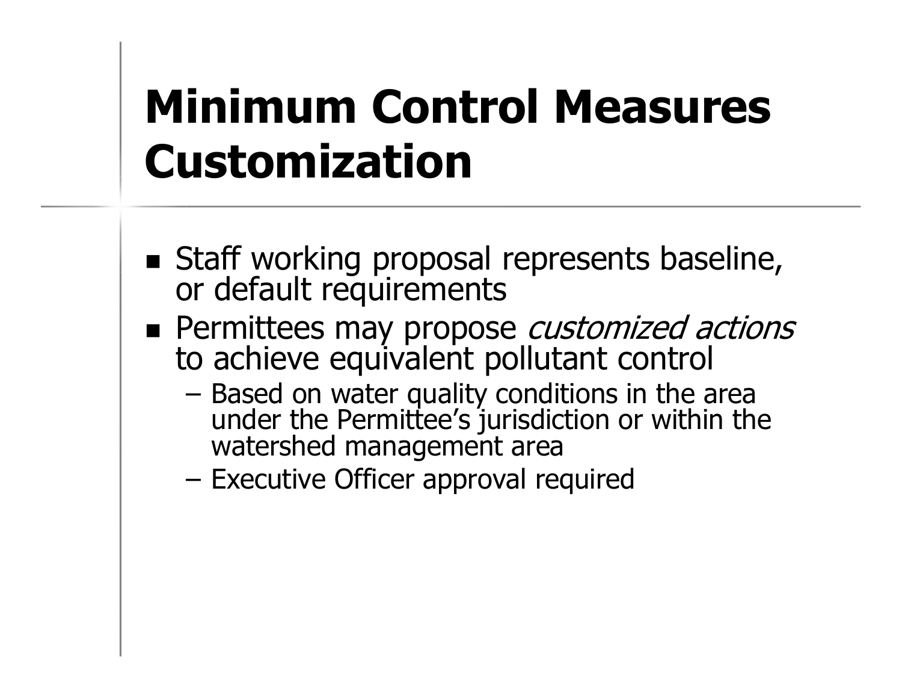# Minimum Control Measures Customization

- Staff working proposal represents baseline, or default requirements
- Permittees may propose *customized actions* to achieve equivalent pollutant control
  - Based on water quality conditions in the area under the Permittee's jurisdiction or within the watershed management area
  - Executive Officer approval required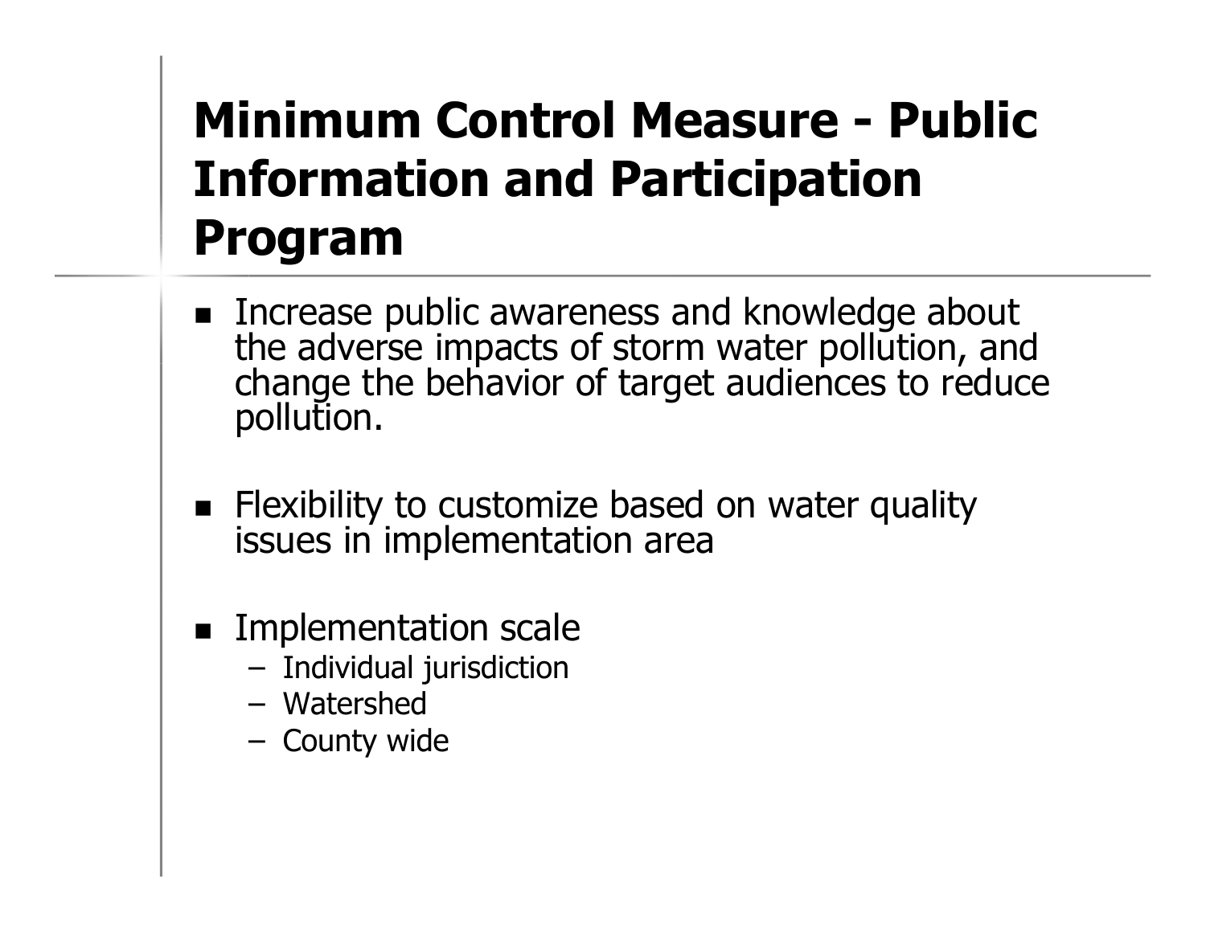# Minimum Control Measure - Public Information and Participation Program

- Increase public awareness and knowledge about the adverse impacts of storm water pollution, and change the behavior of target audiences to reduce pollution.

- Flexibility to customize based on water quality issues in implementation area

- Implementation scale
  - Individual jurisdiction
  - Watershed
  - County wide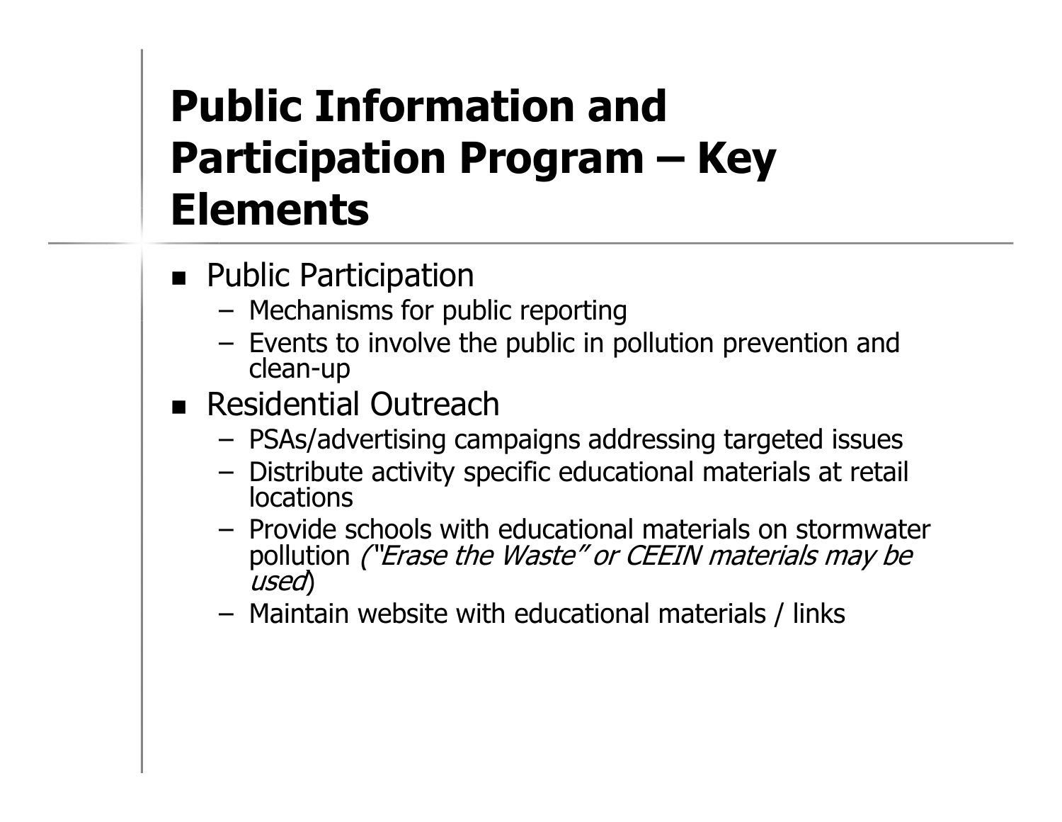# Public Information and Participation Program – Key Elements

- Public Participation
  - Mechanisms for public reporting
  - Events to involve the public in pollution prevention and clean-up
- Residential Outreach
  - PSAs/advertising campaigns addressing targeted issues
  - Distribute activity specific educational materials at retail locations
  - Provide schools with educational materials on stormwater pollution *("Erase the Waste" or CEEIN materials may be used*)
  - Maintain website with educational materials / links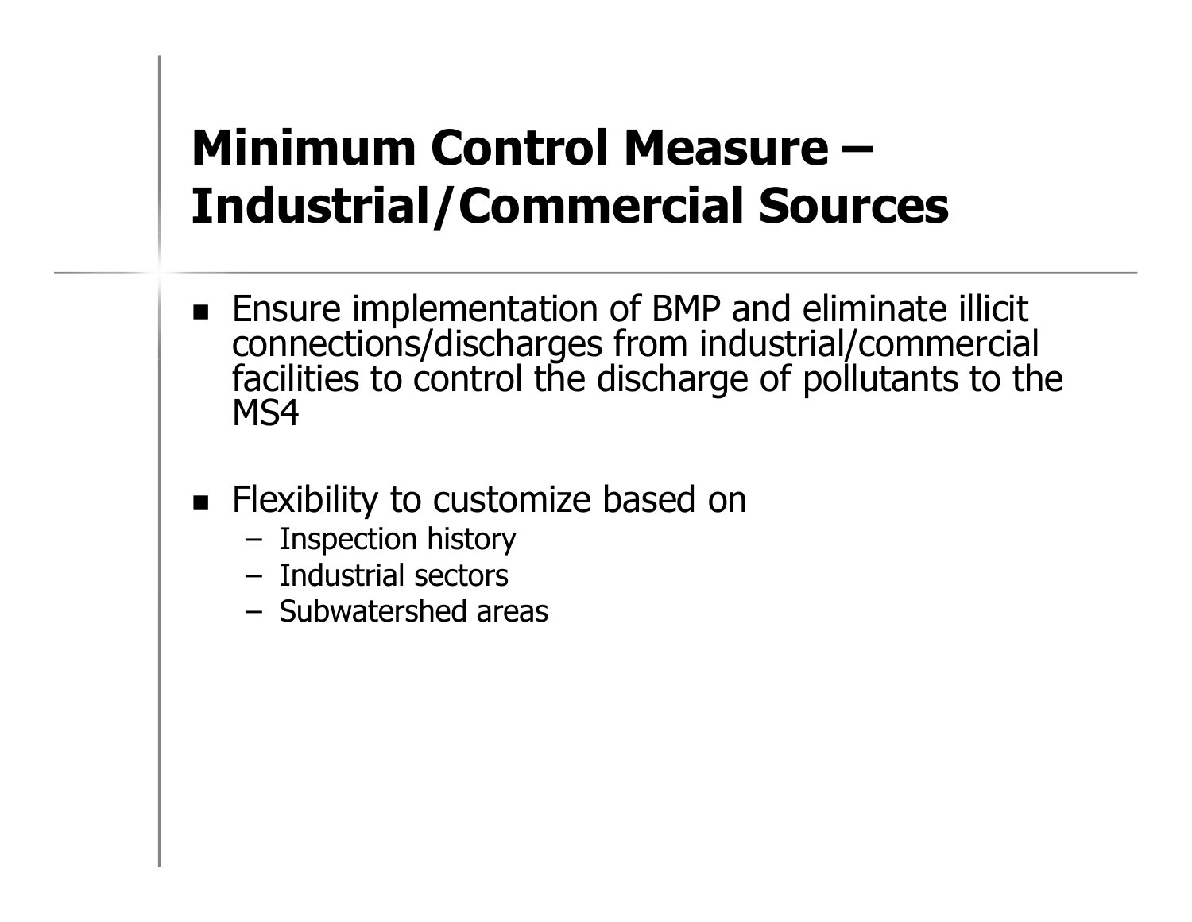# Minimum Control Measure – Industrial/Commercial Sources

- Ensure implementation of BMP and eliminate illicit connections/discharges from industrial/commercial facilities to control the discharge of pollutants to the MS4

- Flexibility to customize based on
  - Inspection history
  - Industrial sectors
  - Subwatershed areas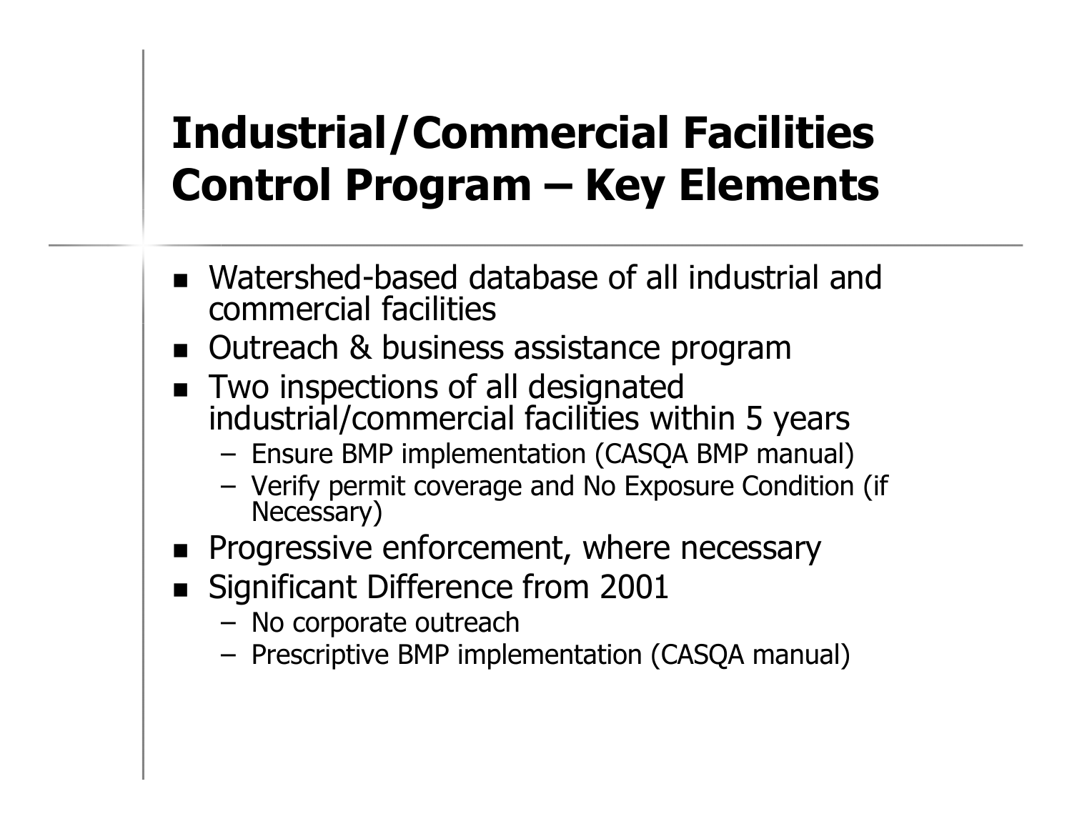# Industrial/Commercial Facilities Control Program – Key Elements

- Watershed-based database of all industrial and commercial facilities
- Outreach & business assistance program
- Two inspections of all designated industrial/commercial facilities within 5 years
  - Ensure BMP implementation (CASQA BMP manual)
  - Verify permit coverage and No Exposure Condition (if Necessary)
- Progressive enforcement, where necessary
- Significant Difference from 2001
  - No corporate outreach
  - Prescriptive BMP implementation (CASQA manual)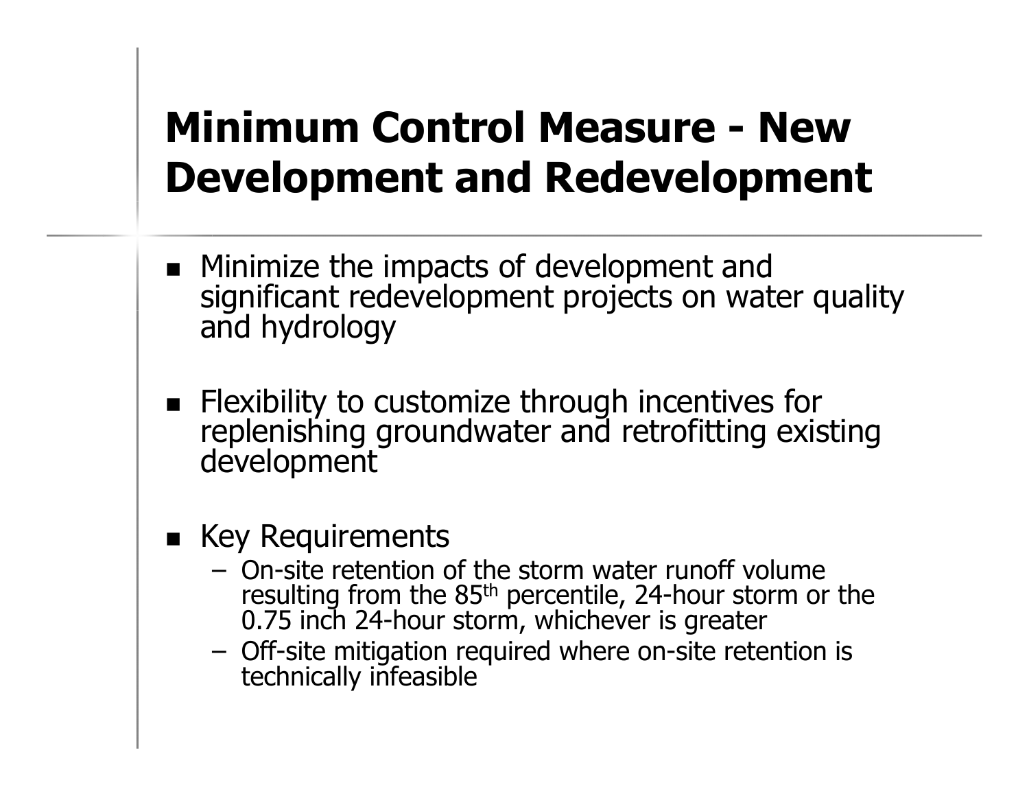# Minimum Control Measure - New Development and Redevelopment

- Minimize the impacts of development and significant redevelopment projects on water quality and hydrology
- Flexibility to customize through incentives for replenishing groundwater and retrofitting existing development
- Key Requirements
  - On-site retention of the storm water runoff volume resulting from the $85^{th}$ percentile, 24-hour storm or the 0.75 inch 24-hour storm, whichever is greater
  - Off-site mitigation required where on-site retention is technically infeasible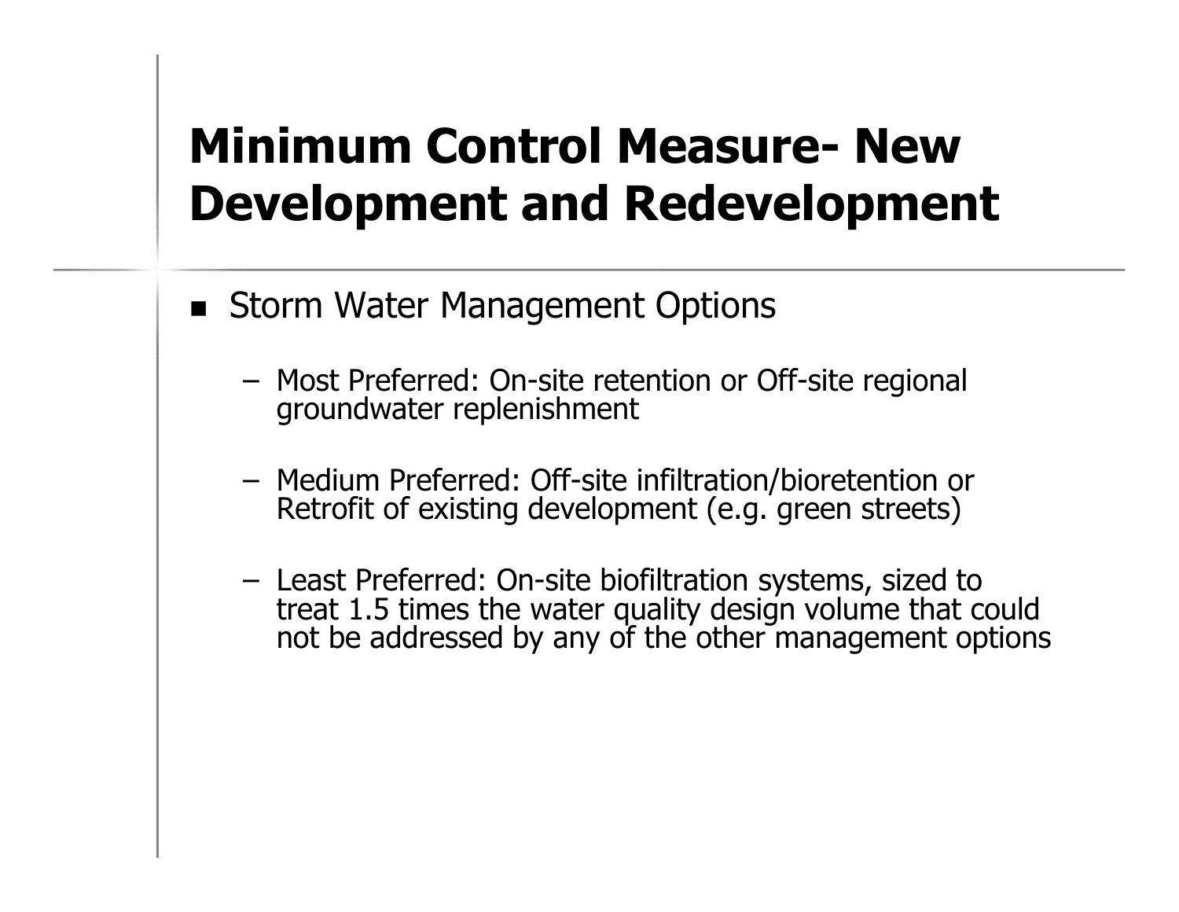# Minimum Control Measure- New Development and Redevelopment

- Storm Water Management Options
  - Most Preferred: On-site retention or Off-site regional groundwater replenishment
  - Medium Preferred: Off-site infiltration/bioretention or Retrofit of existing development (e.g. green streets)
  - Least Preferred: On-site biofiltration systems, sized to treat 1.5 times the water quality design volume that could not be addressed by any of the other management options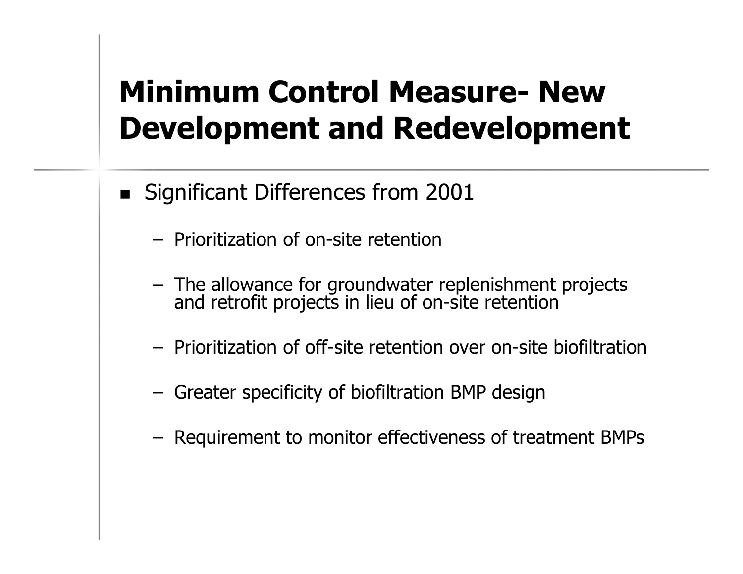# Minimum Control Measure- New Development and Redevelopment

- Significant Differences from 2001
  - Prioritization of on-site retention
  - The allowance for groundwater replenishment projects and retrofit projects in lieu of on-site retention
  - Prioritization of off-site retention over on-site biofiltration
  - Greater specificity of biofiltration BMP design
  - Requirement to monitor effectiveness of treatment BMPs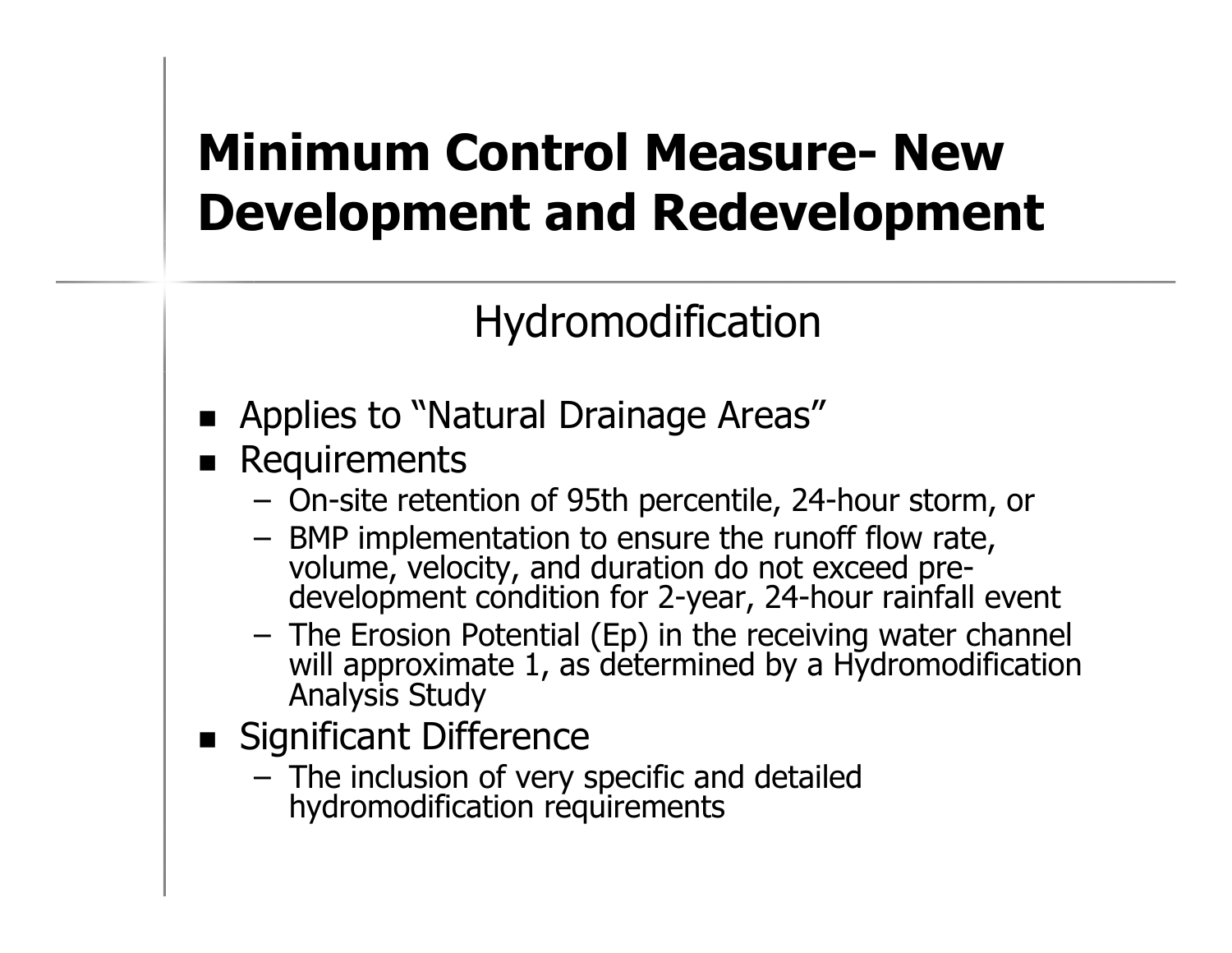# Minimum Control Measure- New Development and Redevelopment

## Hydromodification

- Applies to "Natural Drainage Areas"
- Requirements
  - On-site retention of 95th percentile, 24-hour storm, or
  - BMP implementation to ensure the runoff flow rate, volume, velocity, and duration do not exceed pre-development condition for 2-year, 24-hour rainfall event
  - The Erosion Potential (Ep) in the receiving water channel will approximate 1, as determined by a Hydromodification Analysis Study
- Significant Difference
  - The inclusion of very specific and detailed hydromodification requirements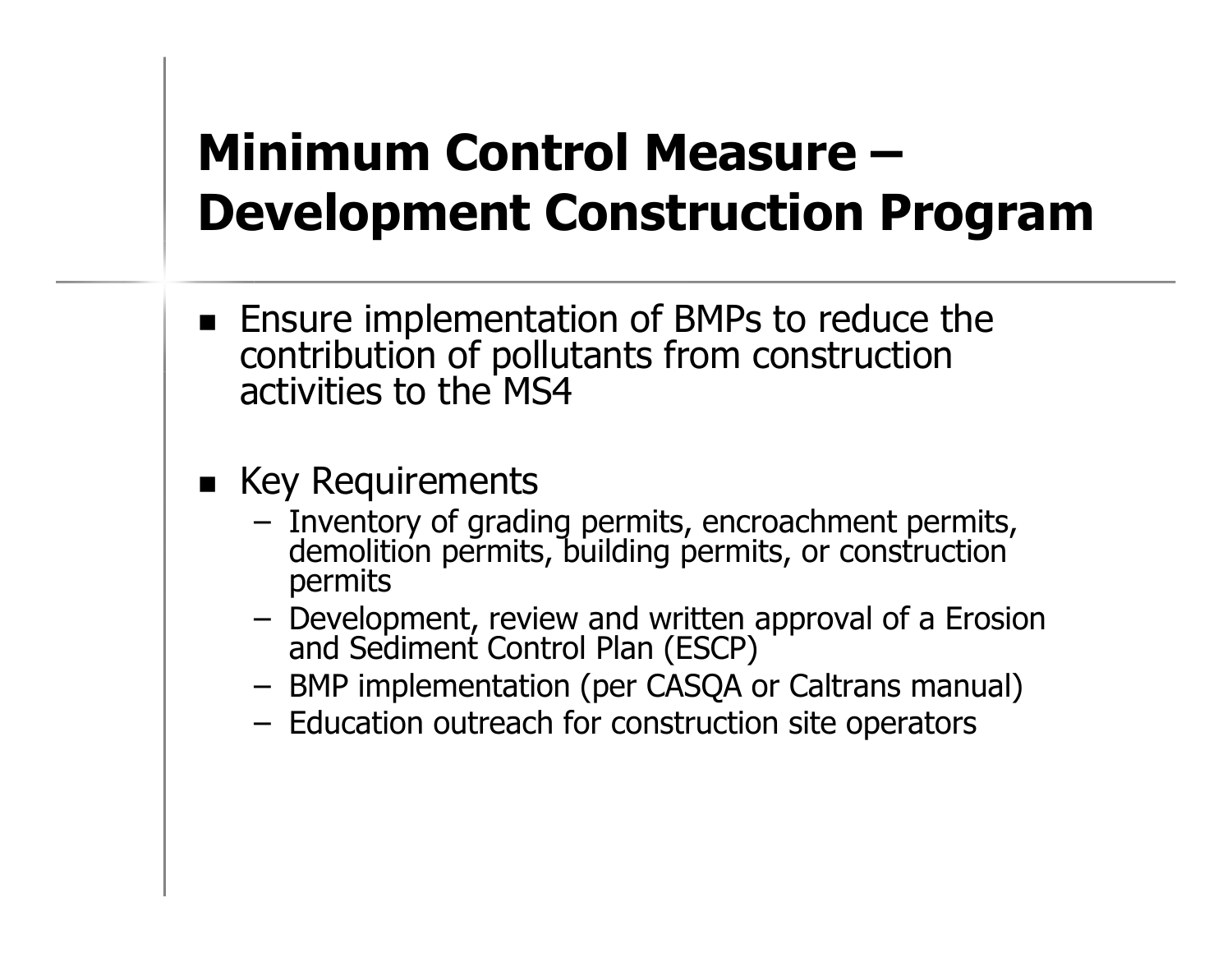# Minimum Control Measure – Development Construction Program

- Ensure implementation of BMPs to reduce the contribution of pollutants from construction activities to the MS4

- Key Requirements
  - Inventory of grading permits, encroachment permits, demolition permits, building permits, or construction permits
  - Development, review and written approval of a Erosion and Sediment Control Plan (ESCP)
  - BMP implementation (per CASQA or Caltrans manual)
  - Education outreach for construction site operators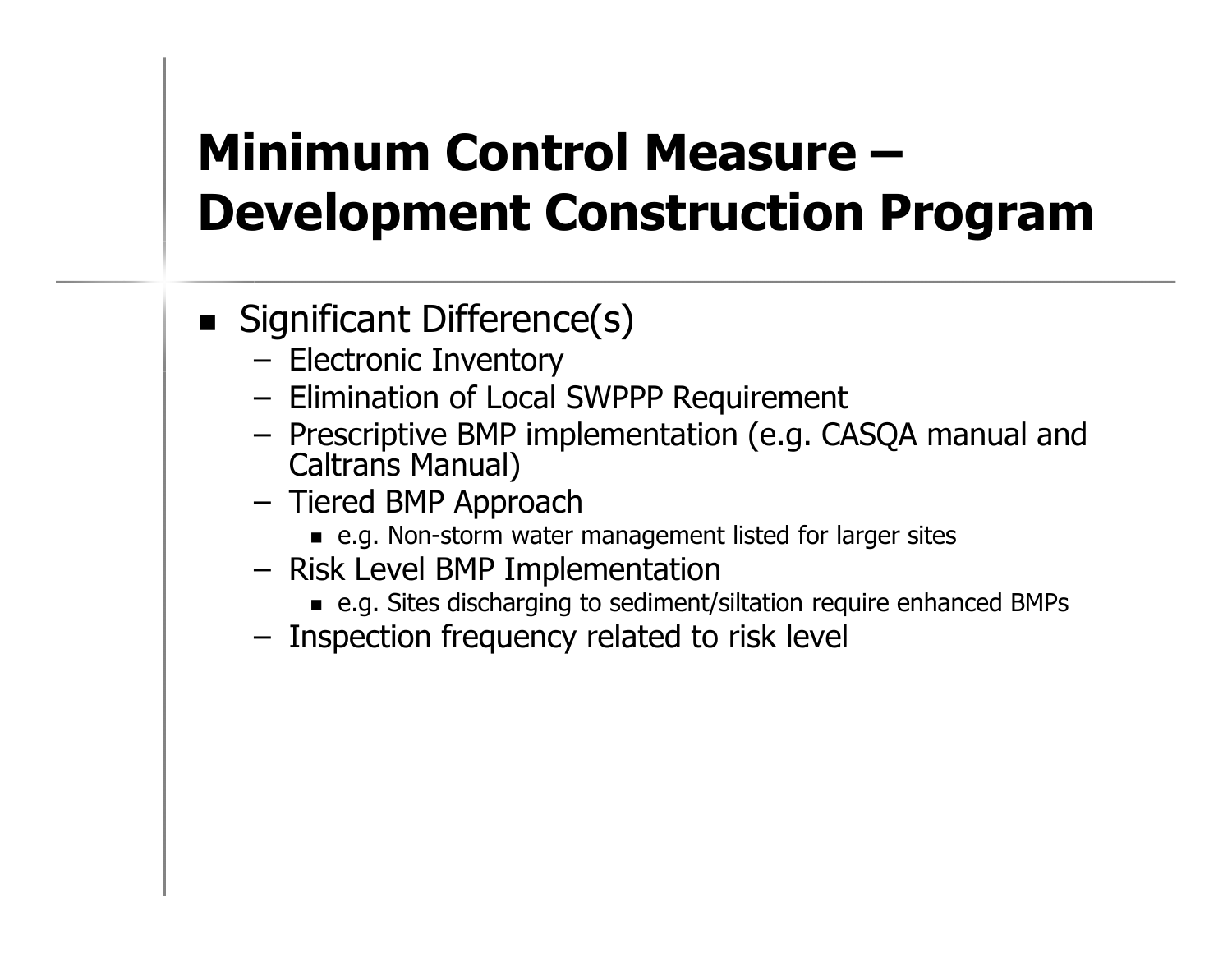# Minimum Control Measure – Development Construction Program

- Significant Difference(s)
  - Electronic Inventory
  - Elimination of Local SWPPP Requirement
  - Prescriptive BMP implementation (e.g. CASQA manual and Caltrans Manual)
  - Tiered BMP Approach
    - e.g. Non-storm water management listed for larger sites
  - Risk Level BMP Implementation
    - e.g. Sites discharging to sediment/siltation require enhanced BMPs
  - Inspection frequency related to risk level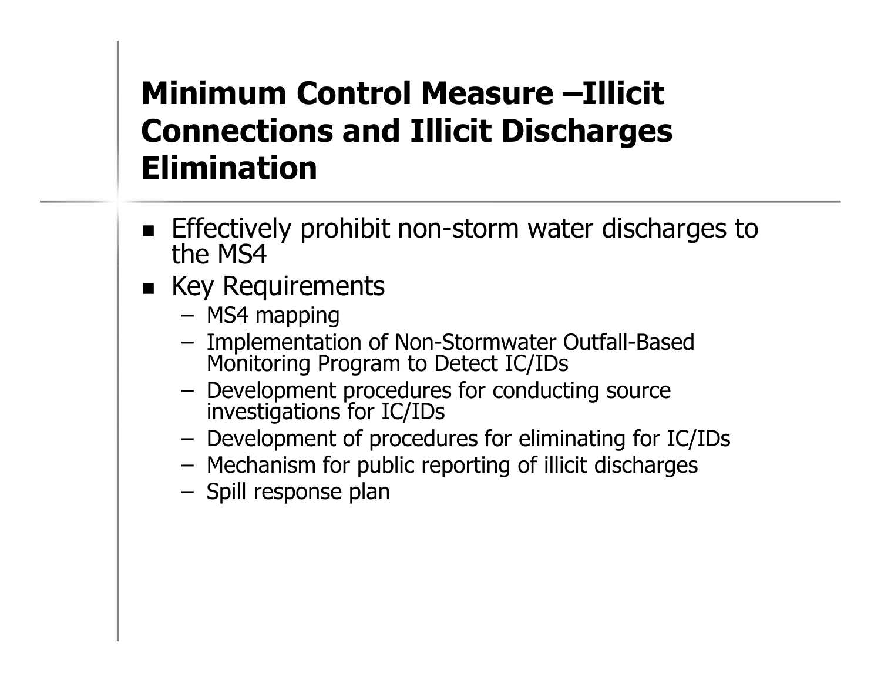# Minimum Control Measure –Illicit Connections and Illicit Discharges Elimination

- Effectively prohibit non-storm water discharges to the MS4
- Key Requirements
  - MS4 mapping
  - Implementation of Non-Stormwater Outfall-Based Monitoring Program to Detect IC/IDs
  - Development procedures for conducting source investigations for IC/IDs
  - Development of procedures for eliminating for IC/IDs
  - Mechanism for public reporting of illicit discharges
  - Spill response plan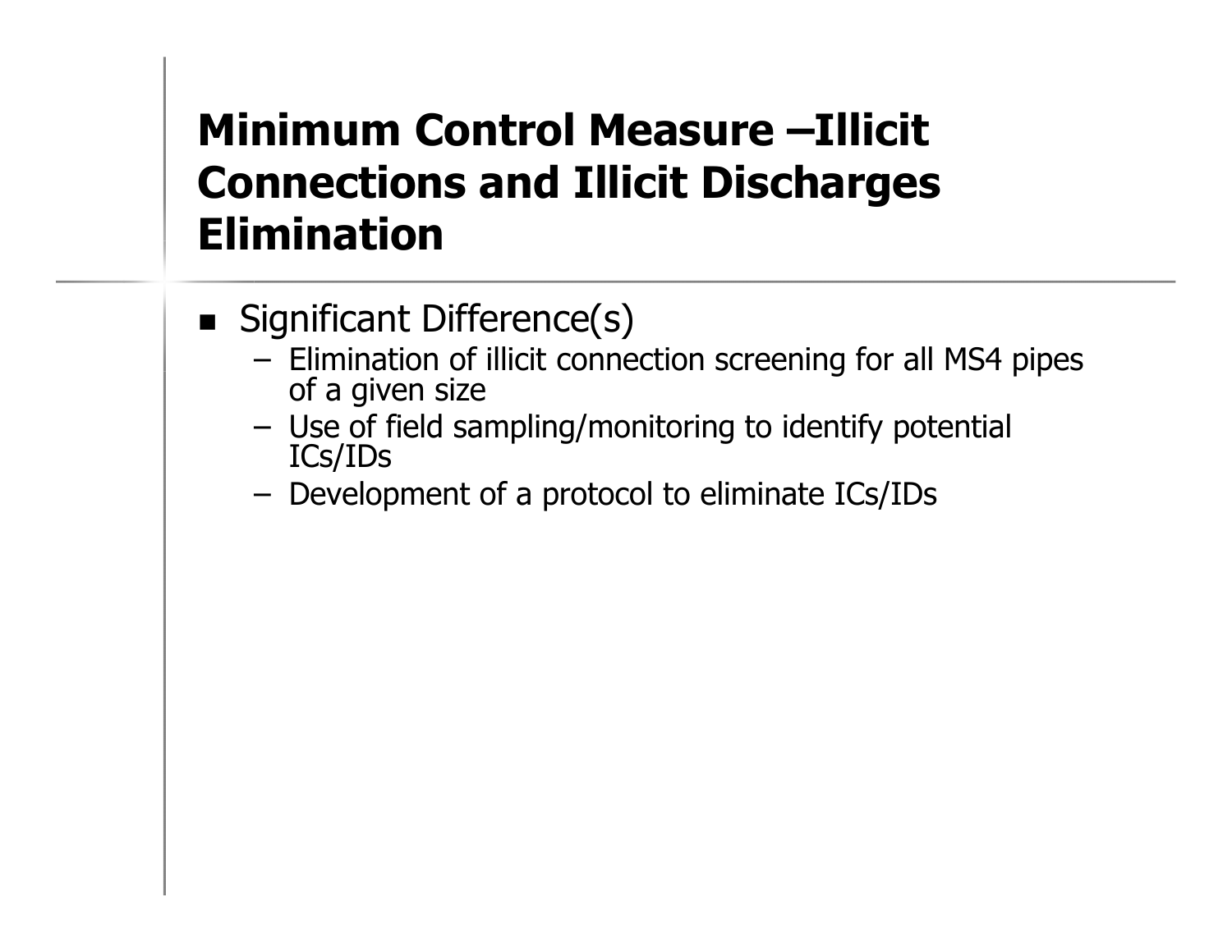# Minimum Control Measure –Illicit Connections and Illicit Discharges Elimination

- Significant Difference(s)
  - Elimination of illicit connection screening for all MS4 pipes of a given size
  - Use of field sampling/monitoring to identify potential ICs/IDs
  - Development of a protocol to eliminate ICs/IDs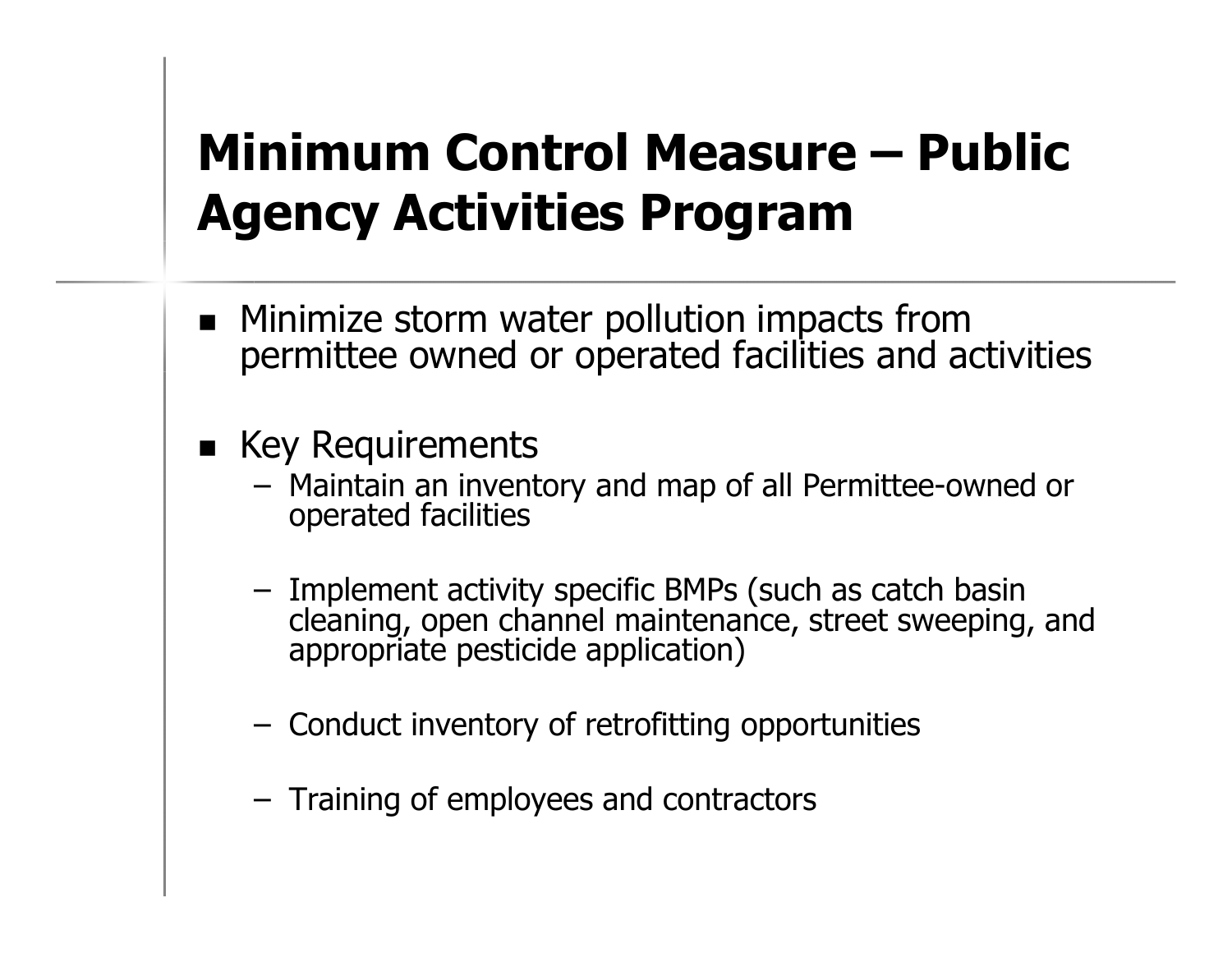# Minimum Control Measure – Public Agency Activities Program

- Minimize storm water pollution impacts from permittee owned or operated facilities and activities

- Key Requirements
  - Maintain an inventory and map of all Permittee-owned or operated facilities
  - Implement activity specific BMPs (such as catch basin cleaning, open channel maintenance, street sweeping, and appropriate pesticide application)
  - Conduct inventory of retrofitting opportunities
  - Training of employees and contractors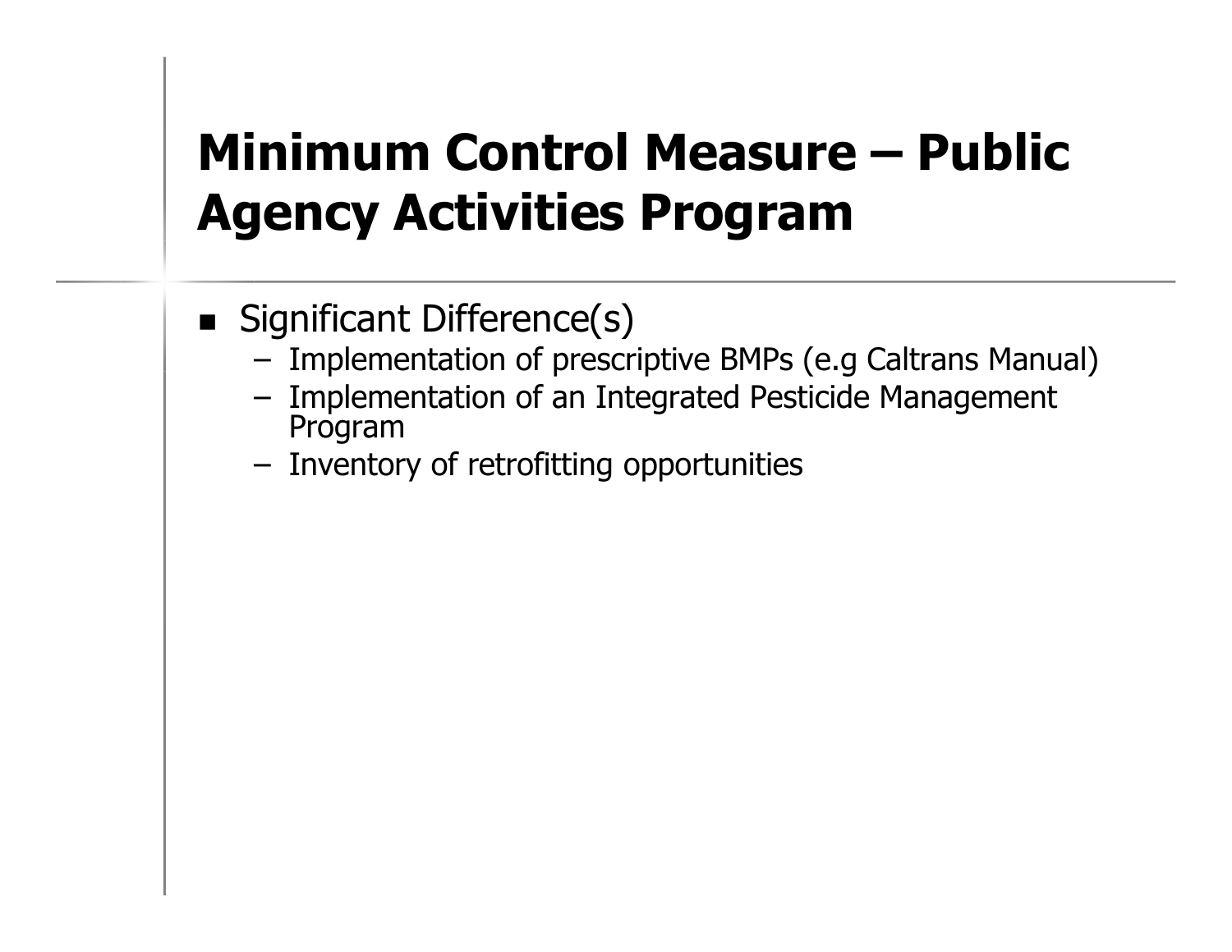# Minimum Control Measure – Public Agency Activities Program

- Significant Difference(s)
  - Implementation of prescriptive BMPs (e.g Caltrans Manual)
  - Implementation of an Integrated Pesticide Management Program
  - Inventory of retrofitting opportunities